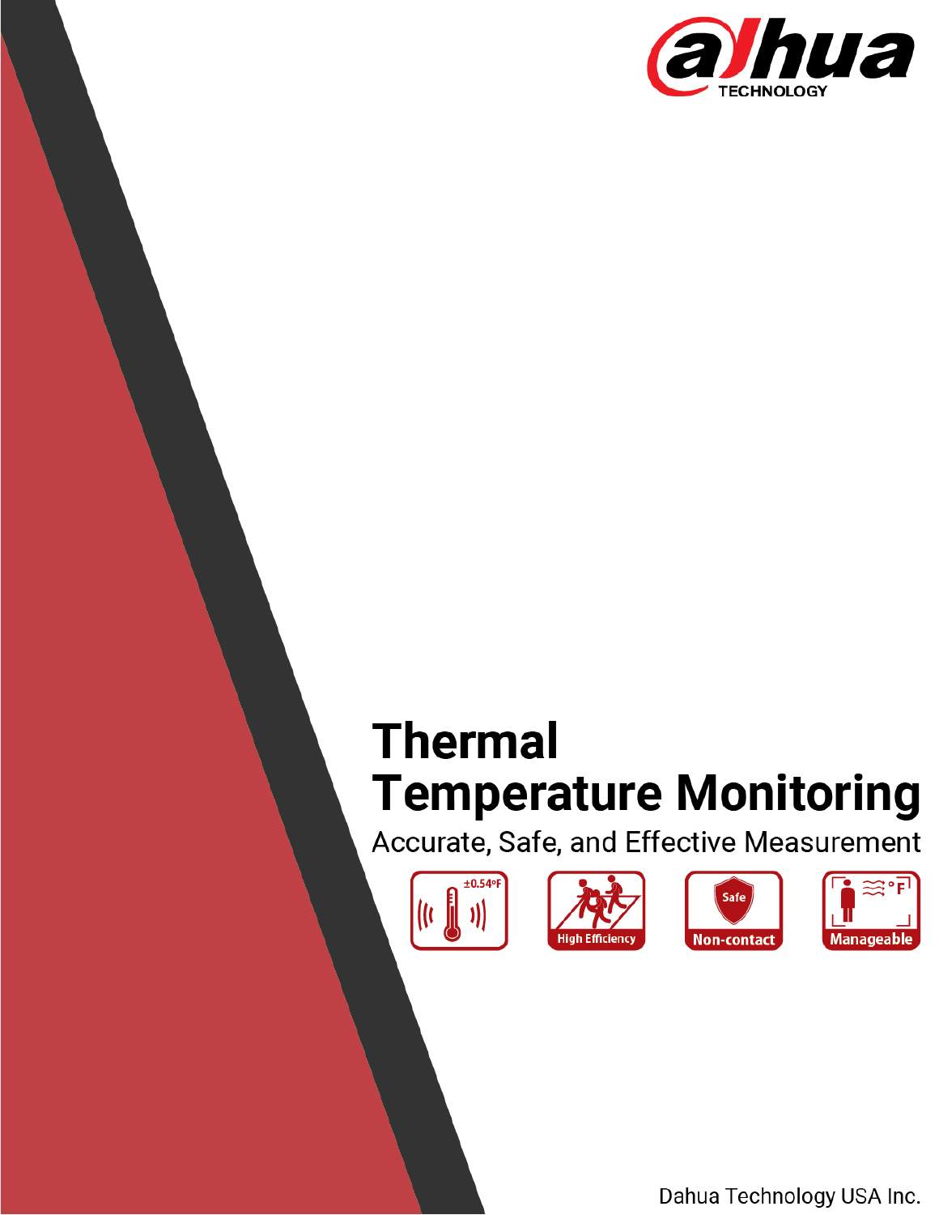# Thermal Temperature Monitoring

Accurate, Safe, and Effective Measurement

±0.54°F

High Efficiency

Safe

Non-contact

°F

Manageable

Dahua Technology USA Inc.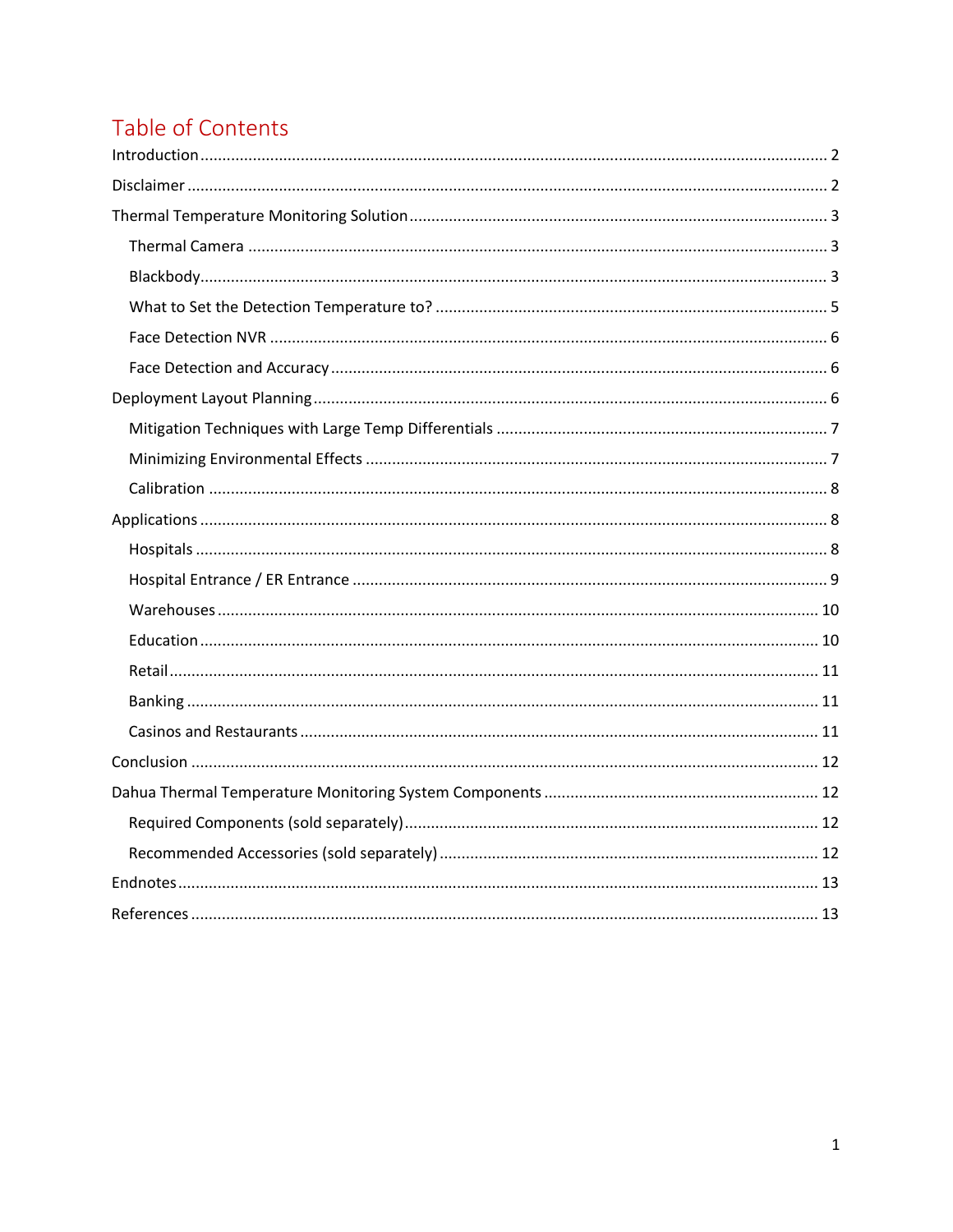# Table of Contents

Introduction ........................................................ 2

Disclaimer ........................................................ 2

Thermal Temperature Monitoring Solution ........................................................ 3

- Thermal Camera ........................................................ 3
- Blackbody ........................................................ 3
- What to Set the Detection Temperature to? ........................................................ 5
- Face Detection NVR ........................................................ 6
- Face Detection and Accuracy ........................................................ 6

Deployment Layout Planning ........................................................ 6

- Mitigation Techniques with Large Temp Differentials ........................................................ 7
- Minimizing Environmental Effects ........................................................ 7
- Calibration ........................................................ 8

Applications ........................................................ 8

- Hospitals ........................................................ 8
- Hospital Entrance / ER Entrance ........................................................ 9
- Warehouses ........................................................ 10
- Education ........................................................ 10
- Retail ........................................................ 11
- Banking ........................................................ 11
- Casinos and Restaurants ........................................................ 11

Conclusion ........................................................ 12

Dahua Thermal Temperature Monitoring System Components ........................................................ 12

- Required Components (sold separately) ........................................................ 12
- Recommended Accessories (sold separately) ........................................................ 12

Endnotes ........................................................ 13

References ........................................................ 13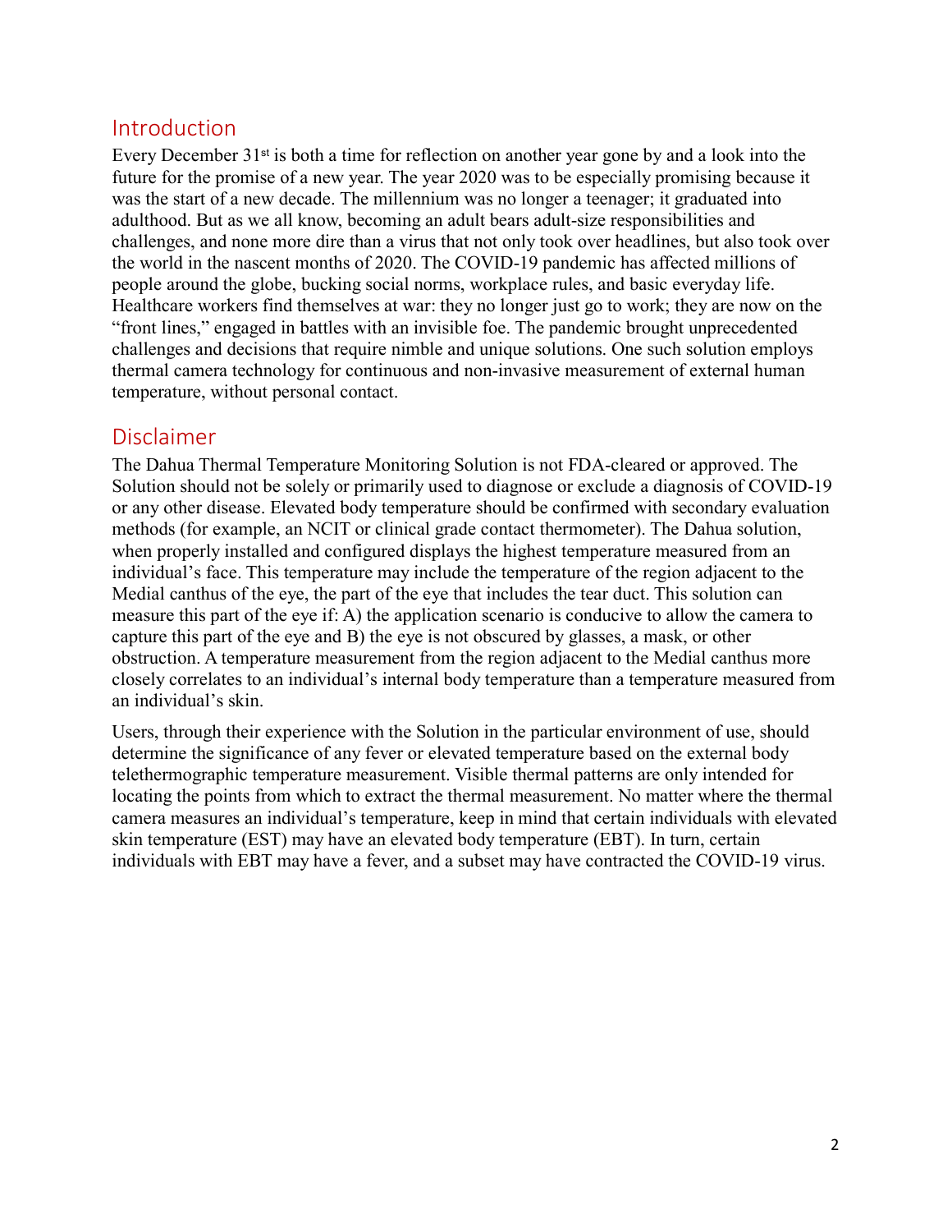## Introduction

Every December 31st is both a time for reflection on another year gone by and a look into the future for the promise of a new year. The year 2020 was to be especially promising because it was the start of a new decade. The millennium was no longer a teenager; it graduated into adulthood. But as we all know, becoming an adult bears adult-size responsibilities and challenges, and none more dire than a virus that not only took over headlines, but also took over the world in the nascent months of 2020. The COVID-19 pandemic has affected millions of people around the globe, bucking social norms, workplace rules, and basic everyday life. Healthcare workers find themselves at war: they no longer just go to work; they are now on the "front lines," engaged in battles with an invisible foe. The pandemic brought unprecedented challenges and decisions that require nimble and unique solutions. One such solution employs thermal camera technology for continuous and non-invasive measurement of external human temperature, without personal contact.

## Disclaimer

The Dahua Thermal Temperature Monitoring Solution is not FDA-cleared or approved. The Solution should not be solely or primarily used to diagnose or exclude a diagnosis of COVID-19 or any other disease. Elevated body temperature should be confirmed with secondary evaluation methods (for example, an NCIT or clinical grade contact thermometer). The Dahua solution, when properly installed and configured displays the highest temperature measured from an individual's face. This temperature may include the temperature of the region adjacent to the Medial canthus of the eye, the part of the eye that includes the tear duct. This solution can measure this part of the eye if: A) the application scenario is conducive to allow the camera to capture this part of the eye and B) the eye is not obscured by glasses, a mask, or other obstruction. A temperature measurement from the region adjacent to the Medial canthus more closely correlates to an individual's internal body temperature than a temperature measured from an individual's skin.

Users, through their experience with the Solution in the particular environment of use, should determine the significance of any fever or elevated temperature based on the external body telethermographic temperature measurement. Visible thermal patterns are only intended for locating the points from which to extract the thermal measurement. No matter where the thermal camera measures an individual's temperature, keep in mind that certain individuals with elevated skin temperature (EST) may have an elevated body temperature (EBT). In turn, certain individuals with EBT may have a fever, and a subset may have contracted the COVID-19 virus.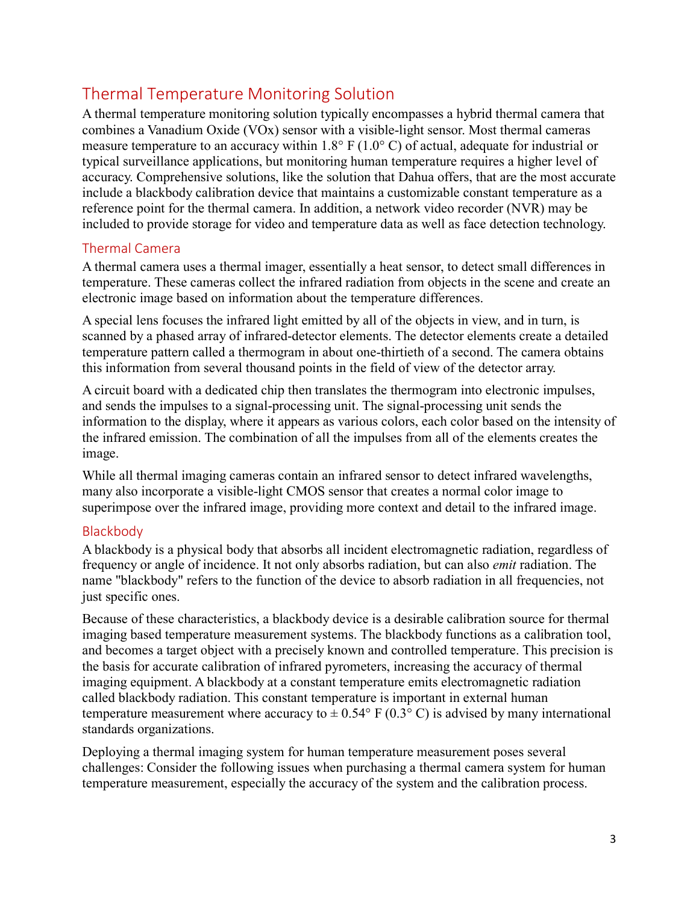## Thermal Temperature Monitoring Solution

A thermal temperature monitoring solution typically encompasses a hybrid thermal camera that combines a Vanadium Oxide (VOx) sensor with a visible-light sensor. Most thermal cameras measure temperature to an accuracy within 1.8° F (1.0° C) of actual, adequate for industrial or typical surveillance applications, but monitoring human temperature requires a higher level of accuracy. Comprehensive solutions, like the solution that Dahua offers, that are the most accurate include a blackbody calibration device that maintains a customizable constant temperature as a reference point for the thermal camera. In addition, a network video recorder (NVR) may be included to provide storage for video and temperature data as well as face detection technology.

### Thermal Camera

A thermal camera uses a thermal imager, essentially a heat sensor, to detect small differences in temperature. These cameras collect the infrared radiation from objects in the scene and create an electronic image based on information about the temperature differences.

A special lens focuses the infrared light emitted by all of the objects in view, and in turn, is scanned by a phased array of infrared-detector elements. The detector elements create a detailed temperature pattern called a thermogram in about one-thirtieth of a second. The camera obtains this information from several thousand points in the field of view of the detector array.

A circuit board with a dedicated chip then translates the thermogram into electronic impulses, and sends the impulses to a signal-processing unit. The signal-processing unit sends the information to the display, where it appears as various colors, each color based on the intensity of the infrared emission. The combination of all the impulses from all of the elements creates the image.

While all thermal imaging cameras contain an infrared sensor to detect infrared wavelengths, many also incorporate a visible-light CMOS sensor that creates a normal color image to superimpose over the infrared image, providing more context and detail to the infrared image.

### Blackbody

A blackbody is a physical body that absorbs all incident electromagnetic radiation, regardless of frequency or angle of incidence. It not only absorbs radiation, but can also *emit* radiation. The name "blackbody" refers to the function of the device to absorb radiation in all frequencies, not just specific ones.

Because of these characteristics, a blackbody device is a desirable calibration source for thermal imaging based temperature measurement systems. The blackbody functions as a calibration tool, and becomes a target object with a precisely known and controlled temperature. This precision is the basis for accurate calibration of infrared pyrometers, increasing the accuracy of thermal imaging equipment. A blackbody at a constant temperature emits electromagnetic radiation called blackbody radiation. This constant temperature is important in external human temperature measurement where accuracy to ± 0.54° F (0.3° C) is advised by many international standards organizations.

Deploying a thermal imaging system for human temperature measurement poses several challenges: Consider the following issues when purchasing a thermal camera system for human temperature measurement, especially the accuracy of the system and the calibration process.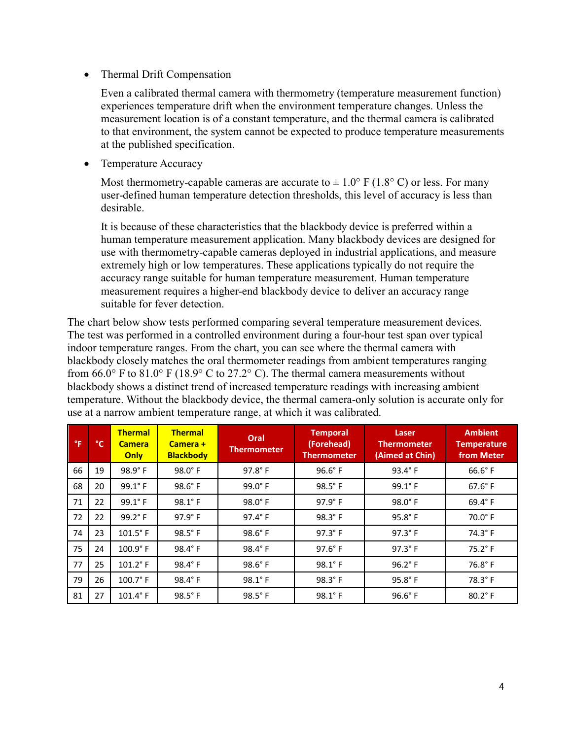- Thermal Drift Compensation

  Even a calibrated thermal camera with thermometry (temperature measurement function) experiences temperature drift when the environment temperature changes. Unless the measurement location is of a constant temperature, and the thermal camera is calibrated to that environment, the system cannot be expected to produce temperature measurements at the published specification.

- Temperature Accuracy

  Most thermometry-capable cameras are accurate to ± 1.0° F (1.8° C) or less. For many user-defined human temperature detection thresholds, this level of accuracy is less than desirable.

  It is because of these characteristics that the blackbody device is preferred within a human temperature measurement application. Many blackbody devices are designed for use with thermometry-capable cameras deployed in industrial applications, and measure extremely high or low temperatures. These applications typically do not require the accuracy range suitable for human temperature measurement. Human temperature measurement requires a higher-end blackbody device to deliver an accuracy range suitable for fever detection.

The chart below show tests performed comparing several temperature measurement devices. The test was performed in a controlled environment during a four-hour test span over typical indoor temperature ranges. From the chart, you can see where the thermal camera with blackbody closely matches the oral thermometer readings from ambient temperatures ranging from 66.0° F to 81.0° F (18.9° C to 27.2° C). The thermal camera measurements without blackbody shows a distinct trend of increased temperature readings with increasing ambient temperature. Without the blackbody device, the thermal camera-only solution is accurate only for use at a narrow ambient temperature range, at which it was calibrated.

| °F | °C | Thermal Camera Only | Thermal Camera + Blackbody | Oral Thermometer | Temporal (Forehead) Thermometer | Laser Thermometer (Aimed at Chin) | Ambient Temperature from Meter |
|---|---|---|---|---|---|---|---|
| 66 | 19 | 98.9° F | 98.0° F | 97.8° F | 96.6° F | 93.4° F | 66.6° F |
| 68 | 20 | 99.1° F | 98.6° F | 99.0° F | 98.5° F | 99.1° F | 67.6° F |
| 71 | 22 | 99.1° F | 98.1° F | 98.0° F | 97.9° F | 98.0° F | 69.4° F |
| 72 | 22 | 99.2° F | 97.9° F | 97.4° F | 98.3° F | 95.8° F | 70.0° F |
| 74 | 23 | 101.5° F | 98.5° F | 98.6° F | 97.3° F | 97.3° F | 74.3° F |
| 75 | 24 | 100.9° F | 98.4° F | 98.4° F | 97.6° F | 97.3° F | 75.2° F |
| 77 | 25 | 101.2° F | 98.4° F | 98.6° F | 98.1° F | 96.2° F | 76.8° F |
| 79 | 26 | 100.7° F | 98.4° F | 98.1° F | 98.3° F | 95.8° F | 78.3° F |
| 81 | 27 | 101.4° F | 98.5° F | 98.5° F | 98.1° F | 96.6° F | 80.2° F |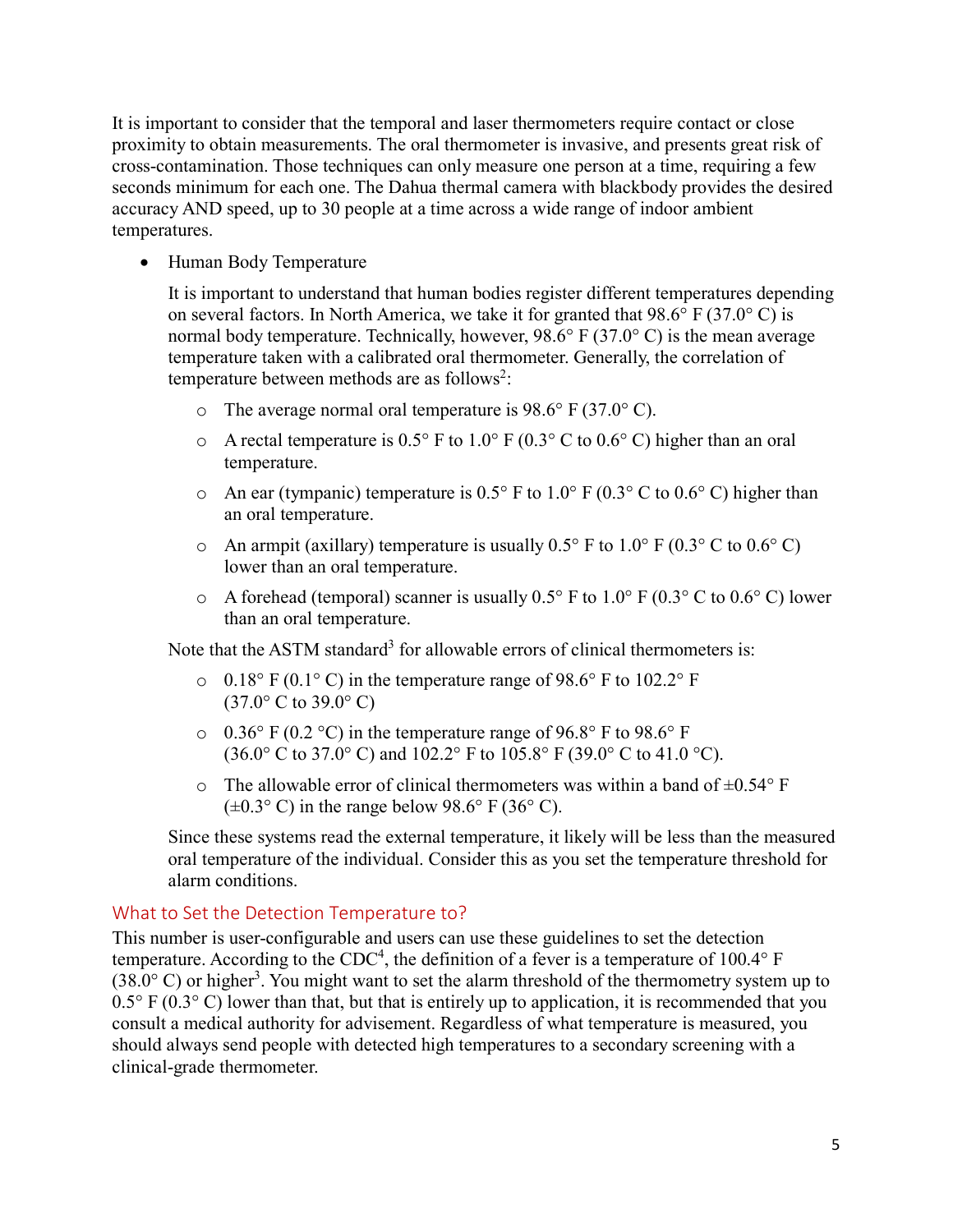It is important to consider that the temporal and laser thermometers require contact or close proximity to obtain measurements. The oral thermometer is invasive, and presents great risk of cross-contamination. Those techniques can only measure one person at a time, requiring a few seconds minimum for each one. The Dahua thermal camera with blackbody provides the desired accuracy AND speed, up to 30 people at a time across a wide range of indoor ambient temperatures.

- Human Body Temperature

  It is important to understand that human bodies register different temperatures depending on several factors. In North America, we take it for granted that 98.6° F (37.0° C) is normal body temperature. Technically, however, 98.6° F (37.0° C) is the mean average temperature taken with a calibrated oral thermometer. Generally, the correlation of temperature between methods are as follows[2]:

  - The average normal oral temperature is 98.6° F (37.0° C).
  - A rectal temperature is 0.5° F to 1.0° F (0.3° C to 0.6° C) higher than an oral temperature.
  - An ear (tympanic) temperature is 0.5° F to 1.0° F (0.3° C to 0.6° C) higher than an oral temperature.
  - An armpit (axillary) temperature is usually 0.5° F to 1.0° F (0.3° C to 0.6° C) lower than an oral temperature.
  - A forehead (temporal) scanner is usually 0.5° F to 1.0° F (0.3° C to 0.6° C) lower than an oral temperature.

  Note that the ASTM standard[3] for allowable errors of clinical thermometers is:

  - 0.18° F (0.1° C) in the temperature range of 98.6° F to 102.2° F (37.0° C to 39.0° C)
  - 0.36° F (0.2 °C) in the temperature range of 96.8° F to 98.6° F (36.0° C to 37.0° C) and 102.2° F to 105.8° F (39.0° C to 41.0 °C).
  - The allowable error of clinical thermometers was within a band of ±0.54° F (±0.3° C) in the range below 98.6° F (36° C).

  Since these systems read the external temperature, it likely will be less than the measured oral temperature of the individual. Consider this as you set the temperature threshold for alarm conditions.

## What to Set the Detection Temperature to?

This number is user-configurable and users can use these guidelines to set the detection temperature. According to the CDC[4], the definition of a fever is a temperature of 100.4° F (38.0° C) or higher[3]. You might want to set the alarm threshold of the thermometry system up to 0.5° F (0.3° C) lower than that, but that is entirely up to application, it is recommended that you consult a medical authority for advisement. Regardless of what temperature is measured, you should always send people with detected high temperatures to a secondary screening with a clinical-grade thermometer.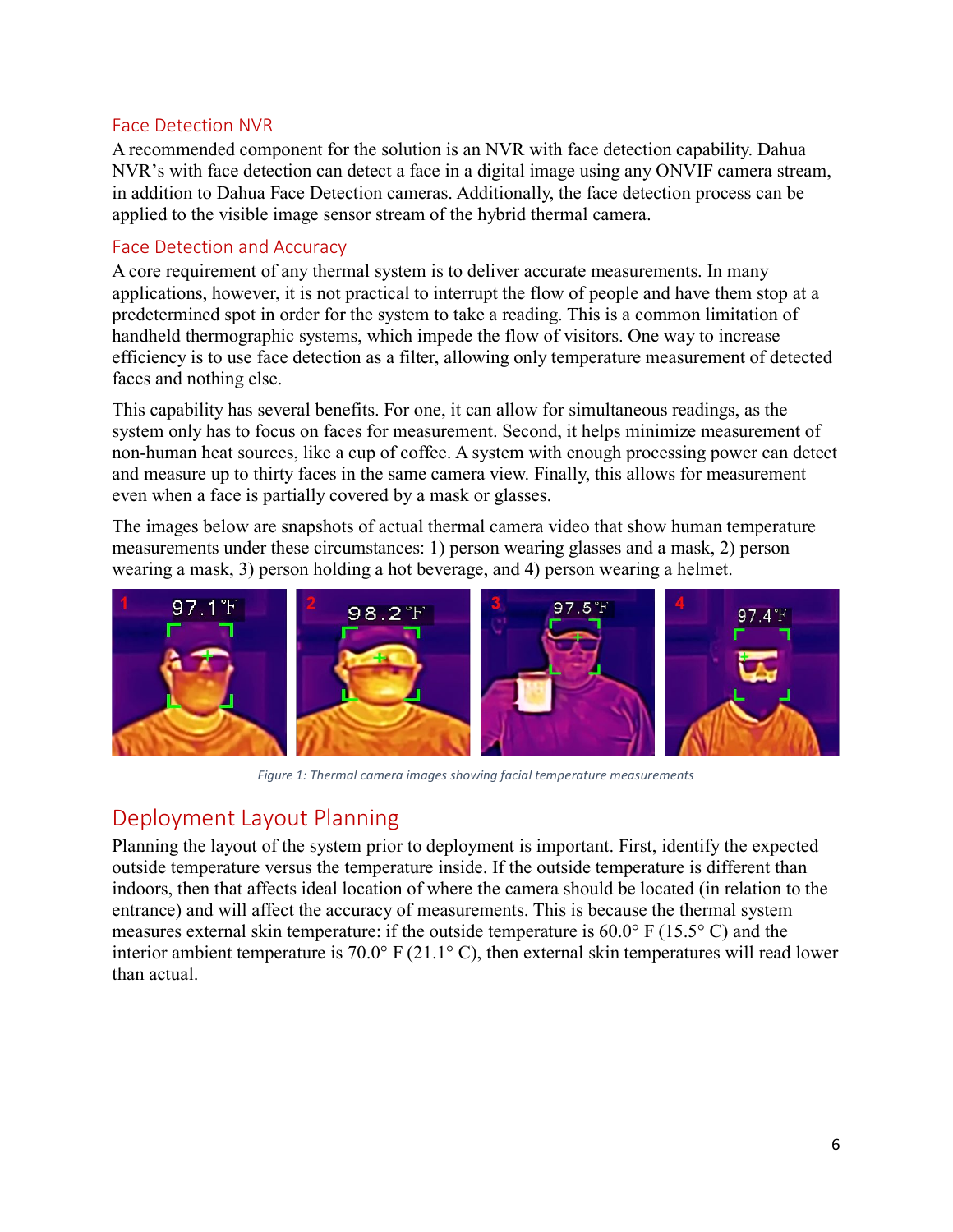### Face Detection NVR

A recommended component for the solution is an NVR with face detection capability. Dahua NVR's with face detection can detect a face in a digital image using any ONVIF camera stream, in addition to Dahua Face Detection cameras. Additionally, the face detection process can be applied to the visible image sensor stream of the hybrid thermal camera.

### Face Detection and Accuracy

A core requirement of any thermal system is to deliver accurate measurements. In many applications, however, it is not practical to interrupt the flow of people and have them stop at a predetermined spot in order for the system to take a reading. This is a common limitation of handheld thermographic systems, which impede the flow of visitors. One way to increase efficiency is to use face detection as a filter, allowing only temperature measurement of detected faces and nothing else.

This capability has several benefits. For one, it can allow for simultaneous readings, as the system only has to focus on faces for measurement. Second, it helps minimize measurement of non-human heat sources, like a cup of coffee. A system with enough processing power can detect and measure up to thirty faces in the same camera view. Finally, this allows for measurement even when a face is partially covered by a mask or glasses.

The images below are snapshots of actual thermal camera video that show human temperature measurements under these circumstances: 1) person wearing glasses and a mask, 2) person wearing a mask, 3) person holding a hot beverage, and 4) person wearing a helmet.

*Figure 1: Thermal camera images showing facial temperature measurements*

## Deployment Layout Planning

Planning the layout of the system prior to deployment is important. First, identify the expected outside temperature versus the temperature inside. If the outside temperature is different than indoors, then that affects ideal location of where the camera should be located (in relation to the entrance) and will affect the accuracy of measurements. This is because the thermal system measures external skin temperature: if the outside temperature is 60.0° F (15.5° C) and the interior ambient temperature is 70.0° F (21.1° C), then external skin temperatures will read lower than actual.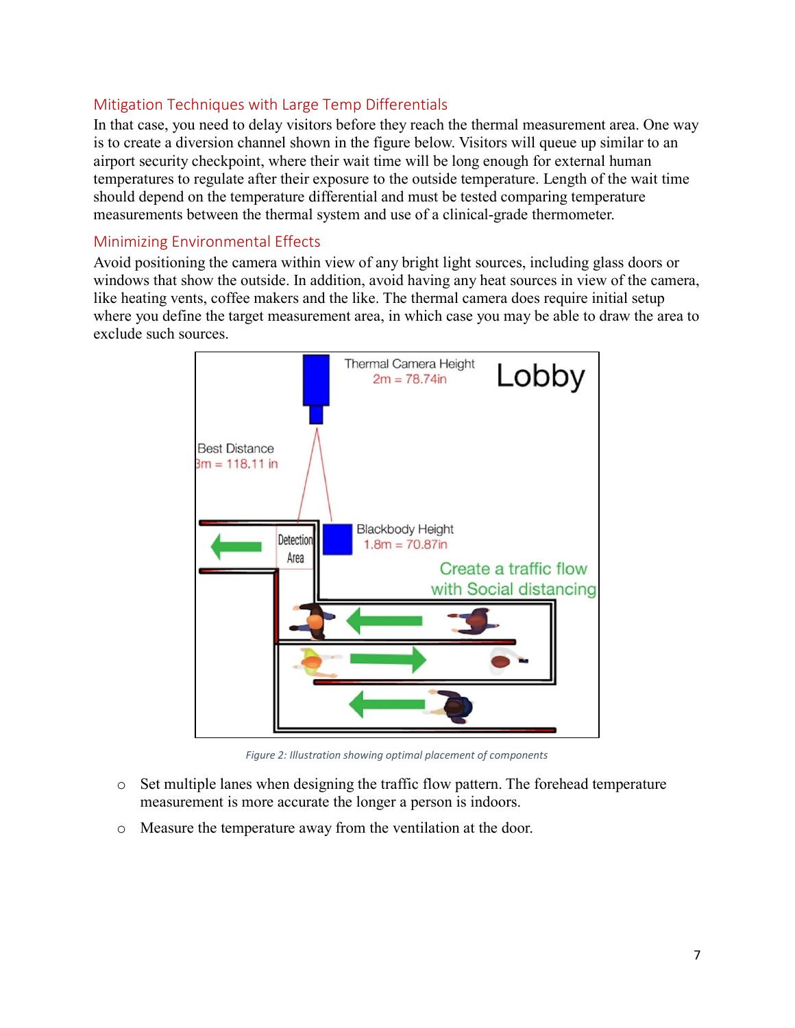## Mitigation Techniques with Large Temp Differentials

In that case, you need to delay visitors before they reach the thermal measurement area. One way is to create a diversion channel shown in the figure below. Visitors will queue up similar to an airport security checkpoint, where their wait time will be long enough for external human temperatures to regulate after their exposure to the outside temperature. Length of the wait time should depend on the temperature differential and must be tested comparing temperature measurements between the thermal system and use of a clinical-grade thermometer.

## Minimizing Environmental Effects

Avoid positioning the camera within view of any bright light sources, including glass doors or windows that show the outside. In addition, avoid having any heat sources in view of the camera, like heating vents, coffee makers and the like. The thermal camera does require initial setup where you define the target measurement area, in which case you may be able to draw the area to exclude such sources.

*Figure 2: Illustration showing optimal placement of components*

- Set multiple lanes when designing the traffic flow pattern. The forehead temperature measurement is more accurate the longer a person is indoors.
- Measure the temperature away from the ventilation at the door.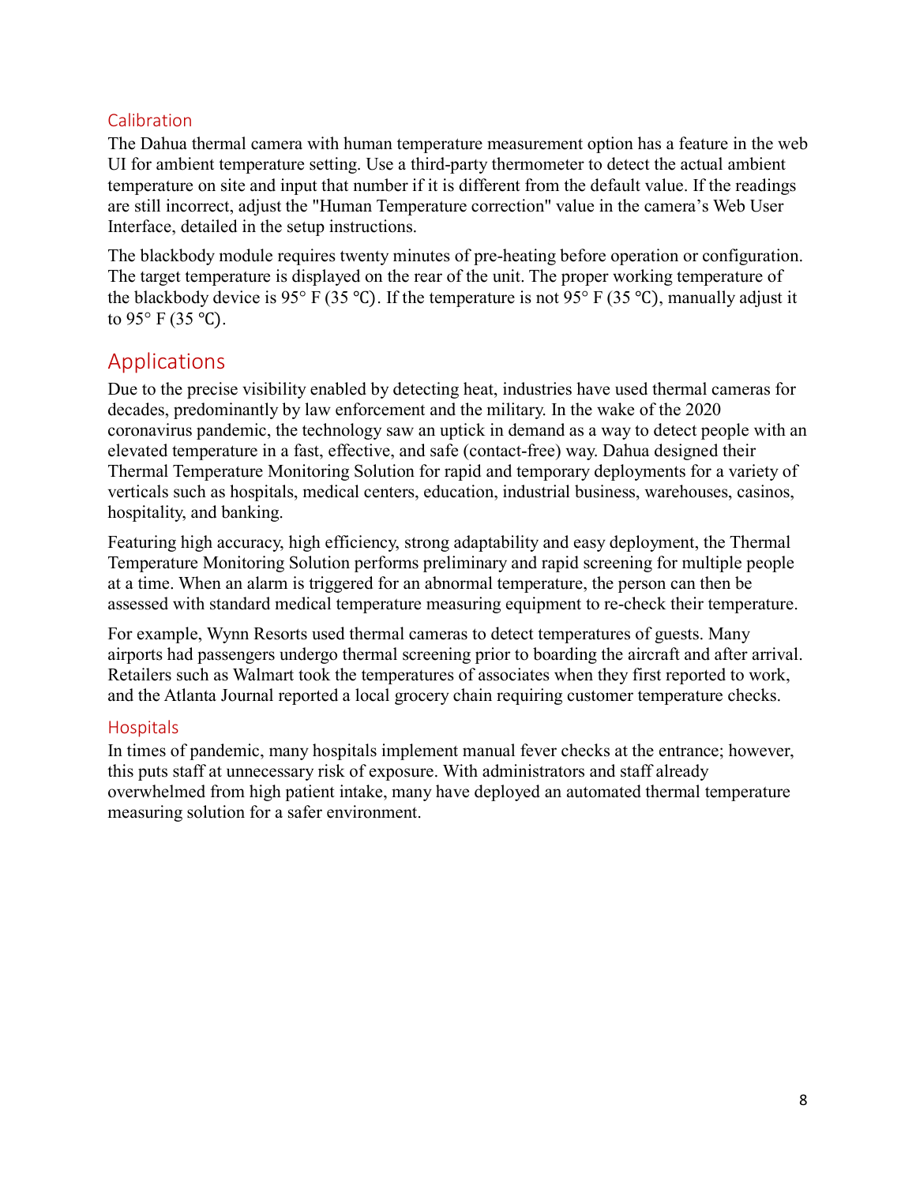### Calibration

The Dahua thermal camera with human temperature measurement option has a feature in the web UI for ambient temperature setting. Use a third-party thermometer to detect the actual ambient temperature on site and input that number if it is different from the default value. If the readings are still incorrect, adjust the "Human Temperature correction" value in the camera's Web User Interface, detailed in the setup instructions.

The blackbody module requires twenty minutes of pre-heating before operation or configuration. The target temperature is displayed on the rear of the unit. The proper working temperature of the blackbody device is 95° F (35 ℃). If the temperature is not 95° F (35 ℃), manually adjust it to 95° F (35 ℃).

## Applications

Due to the precise visibility enabled by detecting heat, industries have used thermal cameras for decades, predominantly by law enforcement and the military. In the wake of the 2020 coronavirus pandemic, the technology saw an uptick in demand as a way to detect people with an elevated temperature in a fast, effective, and safe (contact-free) way. Dahua designed their Thermal Temperature Monitoring Solution for rapid and temporary deployments for a variety of verticals such as hospitals, medical centers, education, industrial business, warehouses, casinos, hospitality, and banking.

Featuring high accuracy, high efficiency, strong adaptability and easy deployment, the Thermal Temperature Monitoring Solution performs preliminary and rapid screening for multiple people at a time. When an alarm is triggered for an abnormal temperature, the person can then be assessed with standard medical temperature measuring equipment to re-check their temperature.

For example, Wynn Resorts used thermal cameras to detect temperatures of guests. Many airports had passengers undergo thermal screening prior to boarding the aircraft and after arrival. Retailers such as Walmart took the temperatures of associates when they first reported to work, and the Atlanta Journal reported a local grocery chain requiring customer temperature checks.

### Hospitals

In times of pandemic, many hospitals implement manual fever checks at the entrance; however, this puts staff at unnecessary risk of exposure. With administrators and staff already overwhelmed from high patient intake, many have deployed an automated thermal temperature measuring solution for a safer environment.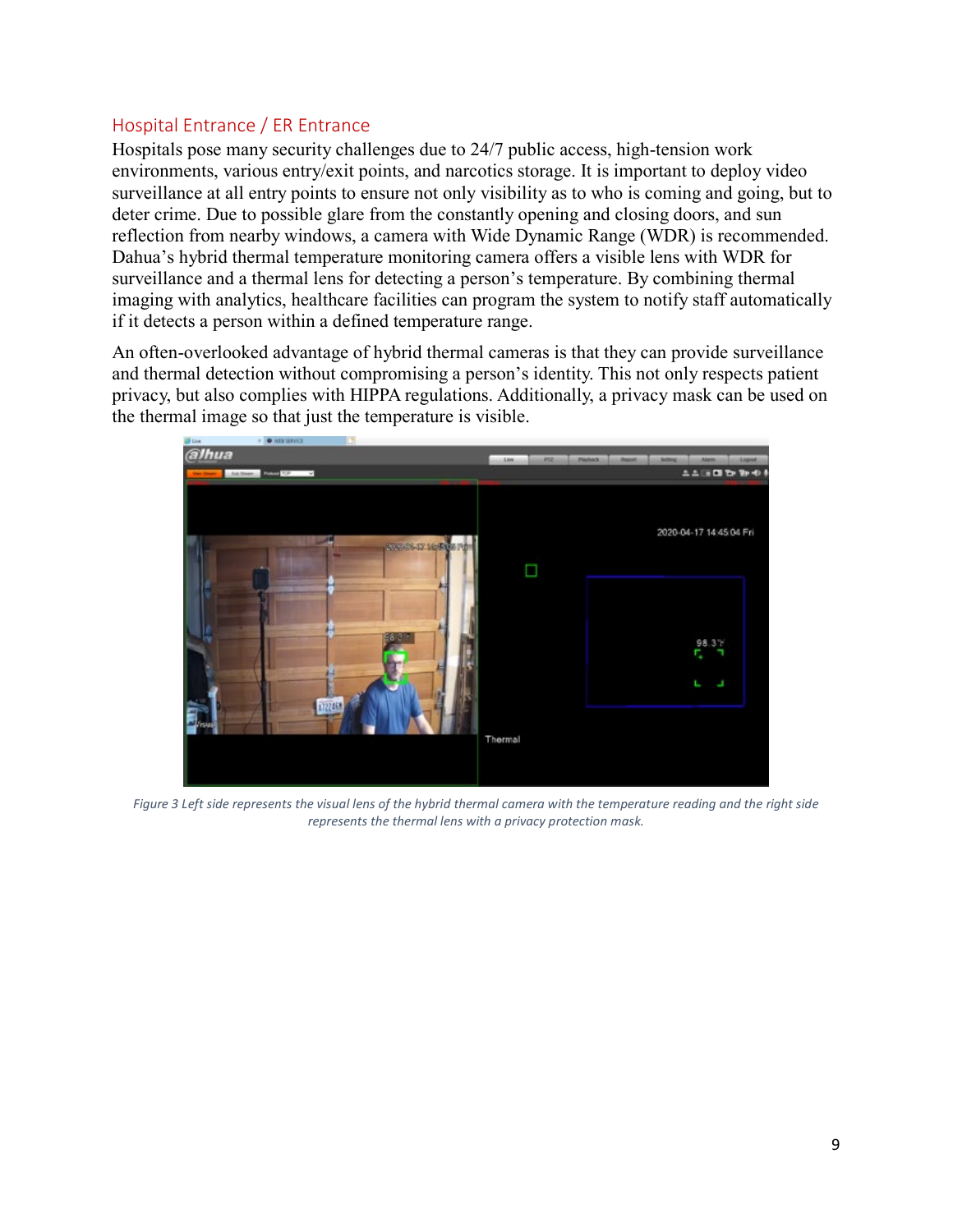## Hospital Entrance / ER Entrance

Hospitals pose many security challenges due to 24/7 public access, high-tension work environments, various entry/exit points, and narcotics storage. It is important to deploy video surveillance at all entry points to ensure not only visibility as to who is coming and going, but to deter crime. Due to possible glare from the constantly opening and closing doors, and sun reflection from nearby windows, a camera with Wide Dynamic Range (WDR) is recommended. Dahua's hybrid thermal temperature monitoring camera offers a visible lens with WDR for surveillance and a thermal lens for detecting a person's temperature. By combining thermal imaging with analytics, healthcare facilities can program the system to notify staff automatically if it detects a person within a defined temperature range.

An often-overlooked advantage of hybrid thermal cameras is that they can provide surveillance and thermal detection without compromising a person's identity. This not only respects patient privacy, but also complies with HIPPA regulations. Additionally, a privacy mask can be used on the thermal image so that just the temperature is visible.

*Figure 3 Left side represents the visual lens of the hybrid thermal camera with the temperature reading and the right side represents the thermal lens with a privacy protection mask.*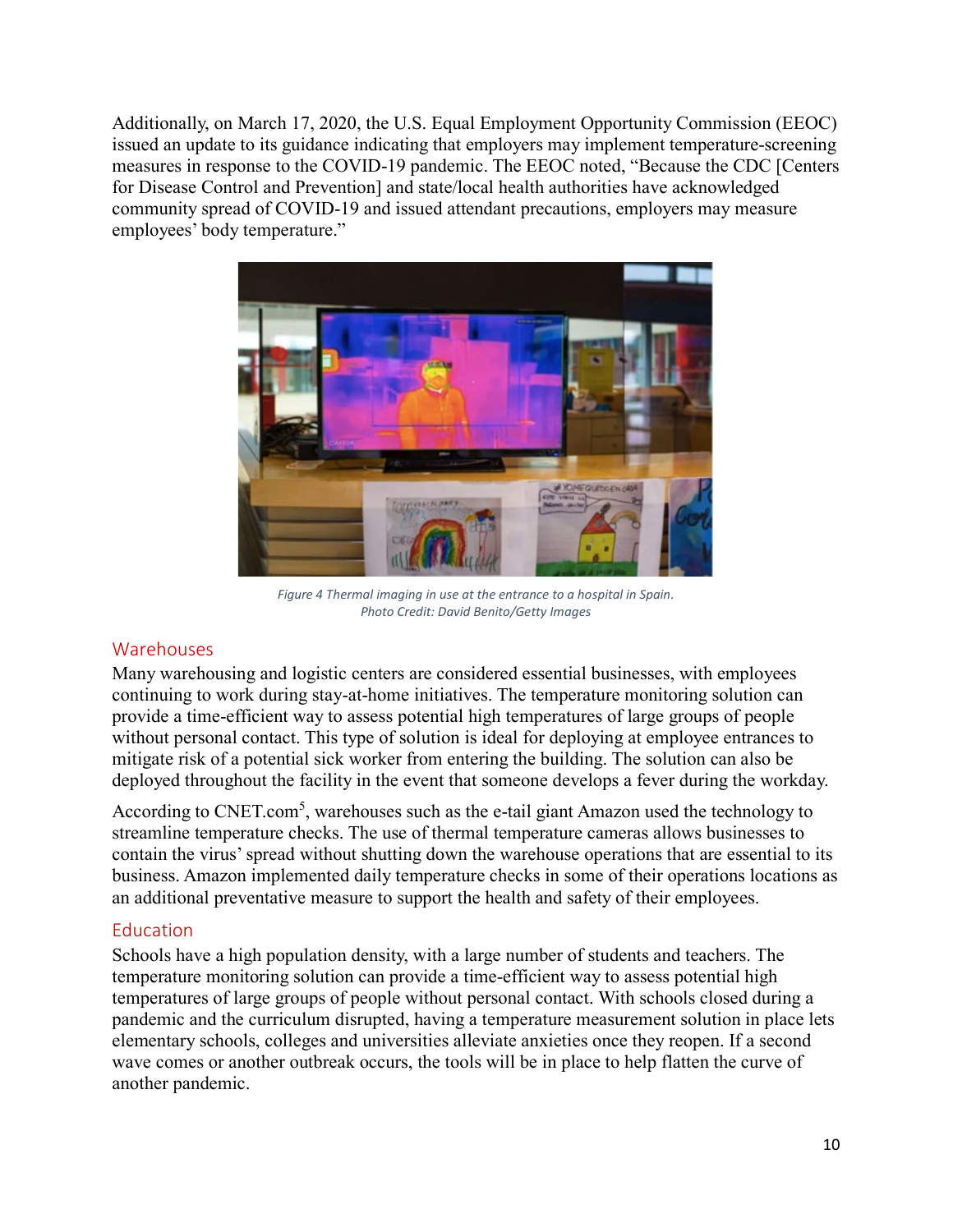Additionally, on March 17, 2020, the U.S. Equal Employment Opportunity Commission (EEOC) issued an update to its guidance indicating that employers may implement temperature-screening measures in response to the COVID-19 pandemic. The EEOC noted, "Because the CDC [Centers for Disease Control and Prevention] and state/local health authorities have acknowledged community spread of COVID-19 and issued attendant precautions, employers may measure employees' body temperature."

*Figure 4 Thermal imaging in use at the entrance to a hospital in Spain.*
*Photo Credit: David Benito/Getty Images*

## Warehouses

Many warehousing and logistic centers are considered essential businesses, with employees continuing to work during stay-at-home initiatives. The temperature monitoring solution can provide a time-efficient way to assess potential high temperatures of large groups of people without personal contact. This type of solution is ideal for deploying at employee entrances to mitigate risk of a potential sick worker from entering the building. The solution can also be deployed throughout the facility in the event that someone develops a fever during the workday.

According to CNET.com[5], warehouses such as the e-tail giant Amazon used the technology to streamline temperature checks. The use of thermal temperature cameras allows businesses to contain the virus' spread without shutting down the warehouse operations that are essential to its business. Amazon implemented daily temperature checks in some of their operations locations as an additional preventative measure to support the health and safety of their employees.

## Education

Schools have a high population density, with a large number of students and teachers. The temperature monitoring solution can provide a time-efficient way to assess potential high temperatures of large groups of people without personal contact. With schools closed during a pandemic and the curriculum disrupted, having a temperature measurement solution in place lets elementary schools, colleges and universities alleviate anxieties once they reopen. If a second wave comes or another outbreak occurs, the tools will be in place to help flatten the curve of another pandemic.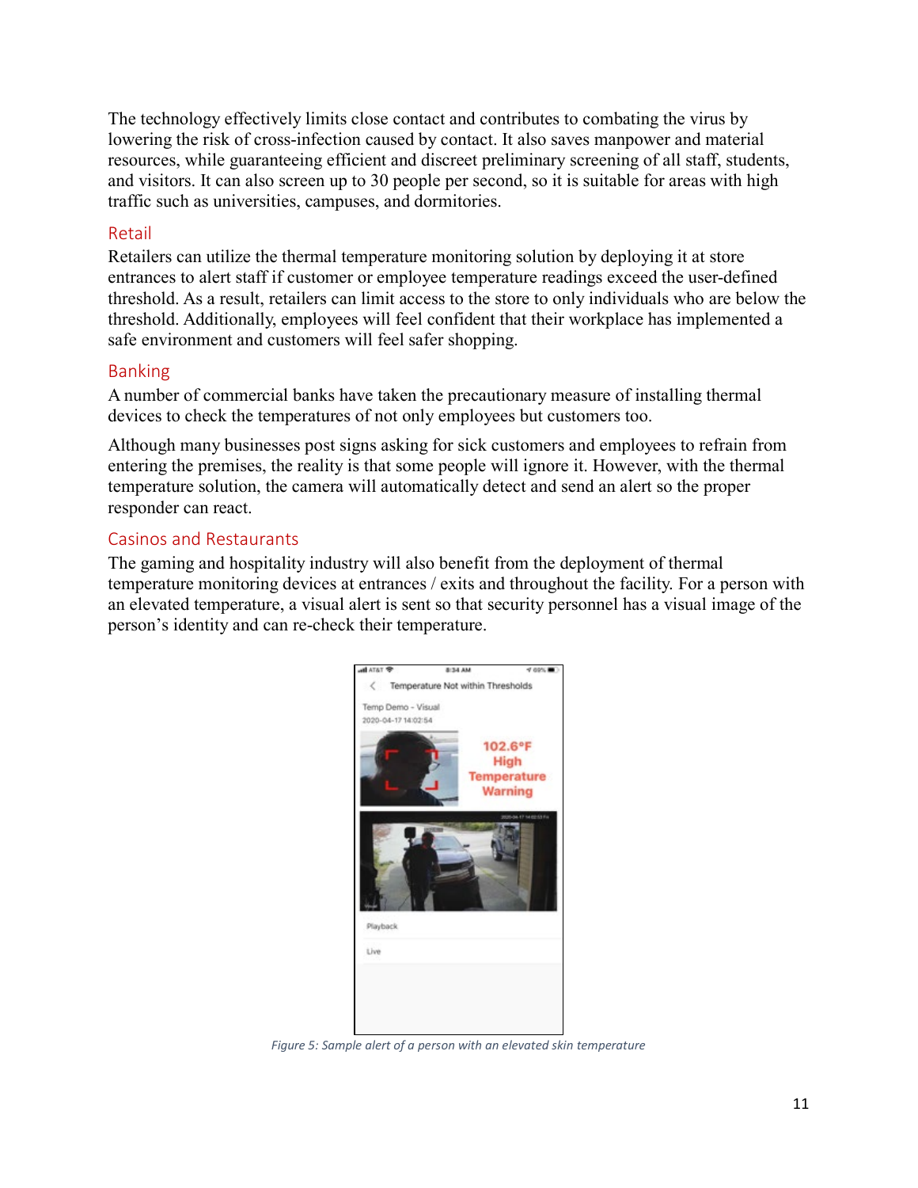The technology effectively limits close contact and contributes to combating the virus by lowering the risk of cross-infection caused by contact. It also saves manpower and material resources, while guaranteeing efficient and discreet preliminary screening of all staff, students, and visitors. It can also screen up to 30 people per second, so it is suitable for areas with high traffic such as universities, campuses, and dormitories.

### Retail

Retailers can utilize the thermal temperature monitoring solution by deploying it at store entrances to alert staff if customer or employee temperature readings exceed the user-defined threshold. As a result, retailers can limit access to the store to only individuals who are below the threshold. Additionally, employees will feel confident that their workplace has implemented a safe environment and customers will feel safer shopping.

### Banking

A number of commercial banks have taken the precautionary measure of installing thermal devices to check the temperatures of not only employees but customers too.

Although many businesses post signs asking for sick customers and employees to refrain from entering the premises, the reality is that some people will ignore it. However, with the thermal temperature solution, the camera will automatically detect and send an alert so the proper responder can react.

### Casinos and Restaurants

The gaming and hospitality industry will also benefit from the deployment of thermal temperature monitoring devices at entrances / exits and throughout the facility. For a person with an elevated temperature, a visual alert is sent so that security personnel has a visual image of the person's identity and can re-check their temperature.

*Figure 5: Sample alert of a person with an elevated skin temperature*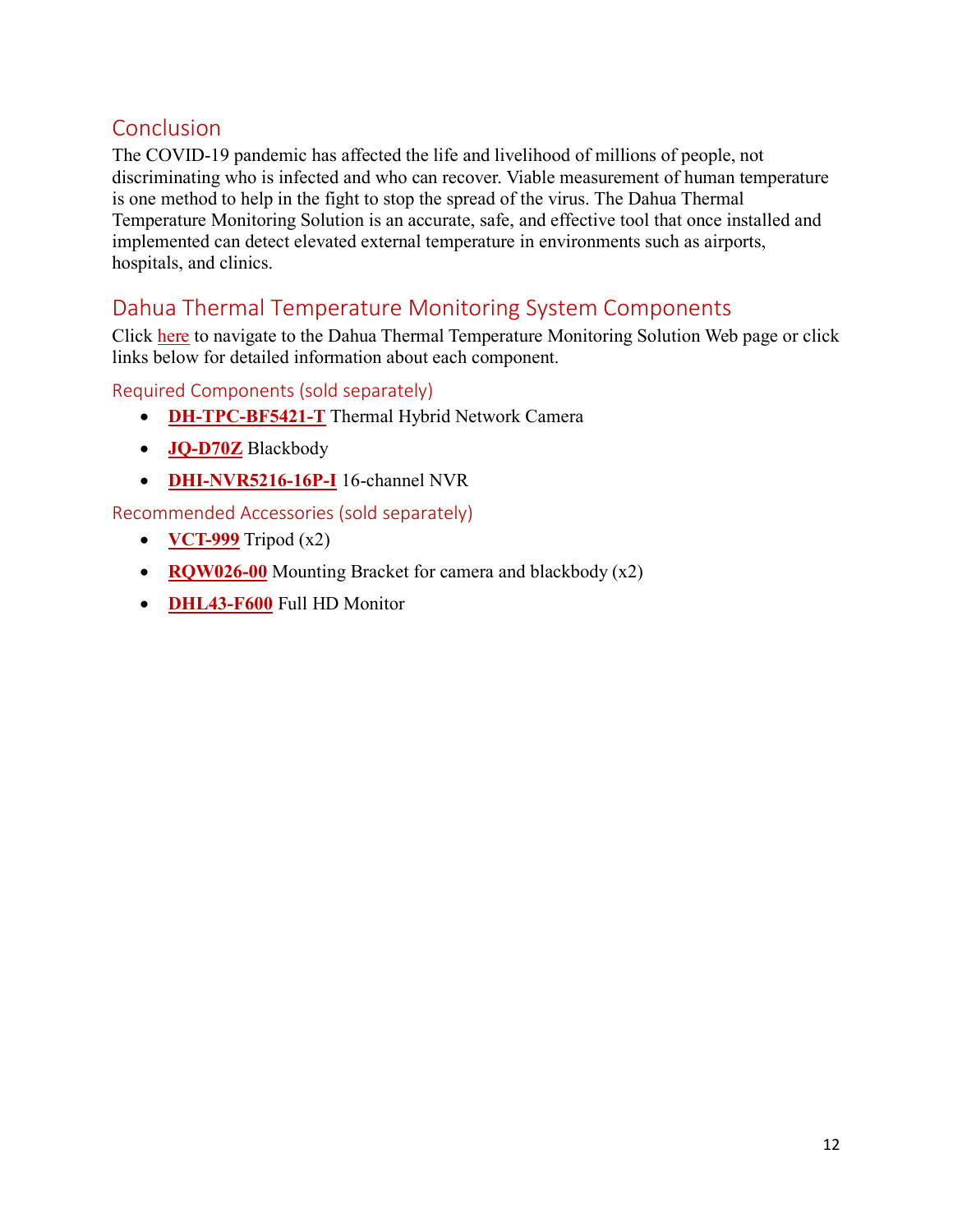## Conclusion

The COVID-19 pandemic has affected the life and livelihood of millions of people, not discriminating who is infected and who can recover. Viable measurement of human temperature is one method to help in the fight to stop the spread of the virus. The Dahua Thermal Temperature Monitoring Solution is an accurate, safe, and effective tool that once installed and implemented can detect elevated external temperature in environments such as airports, hospitals, and clinics.

## Dahua Thermal Temperature Monitoring System Components

Click here to navigate to the Dahua Thermal Temperature Monitoring Solution Web page or click links below for detailed information about each component.

### Required Components (sold separately)

- **DH-TPC-BF5421-T** Thermal Hybrid Network Camera
- **JQ-D70Z** Blackbody
- **DHI-NVR5216-16P-I** 16-channel NVR

### Recommended Accessories (sold separately)

- **VCT-999** Tripod (x2)
- **RQW026-00** Mounting Bracket for camera and blackbody (x2)
- **DHL43-F600** Full HD Monitor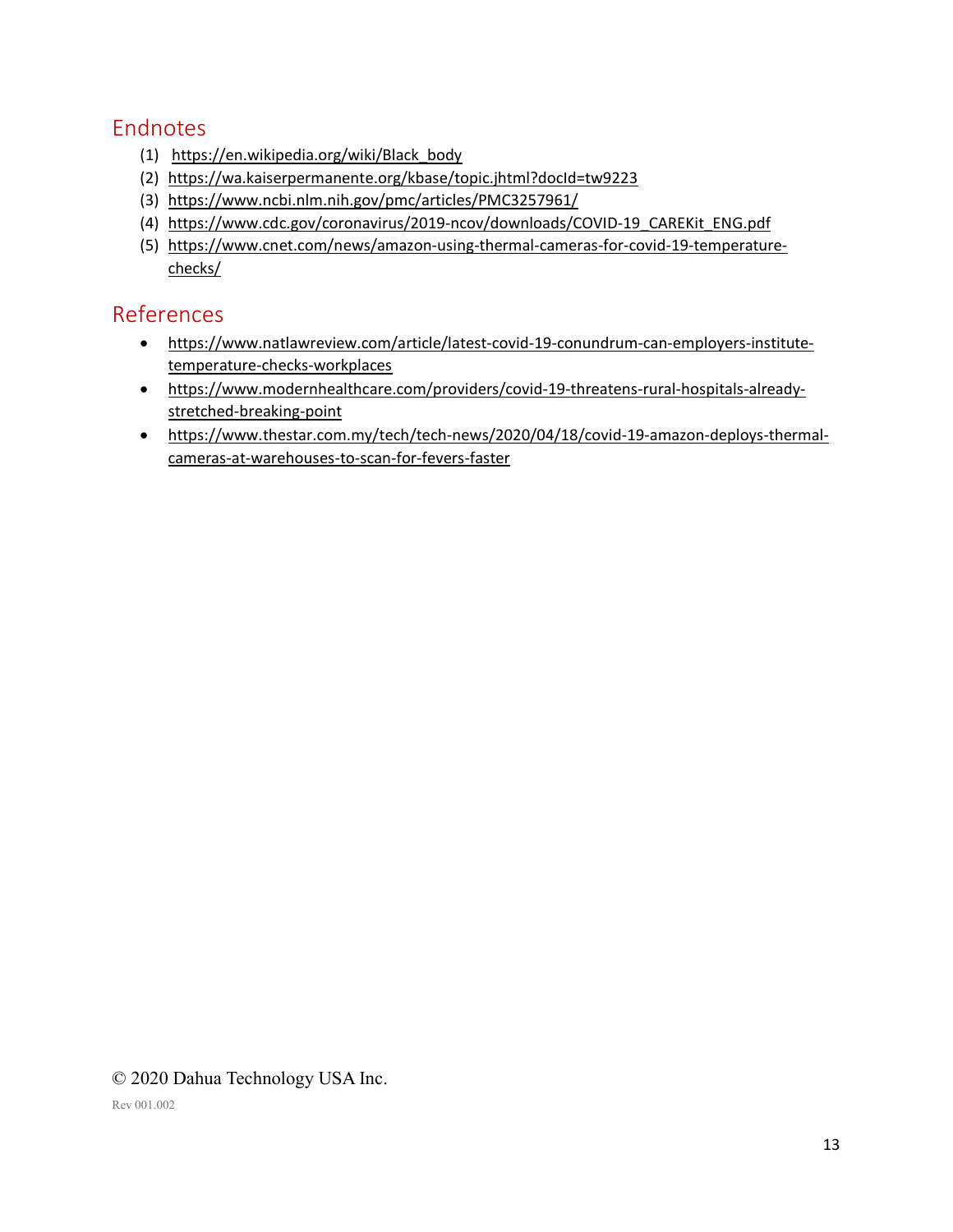## Endnotes

(1) https://en.wikipedia.org/wiki/Black_body
(2) https://wa.kaiserpermanente.org/kbase/topic.jhtml?docId=tw9223
(3) https://www.ncbi.nlm.nih.gov/pmc/articles/PMC3257961/
(4) https://www.cdc.gov/coronavirus/2019-ncov/downloads/COVID-19_CAREKit_ENG.pdf
(5) https://www.cnet.com/news/amazon-using-thermal-cameras-for-covid-19-temperature-checks/

## References

- https://www.natlawreview.com/article/latest-covid-19-conundrum-can-employers-institute-temperature-checks-workplaces
- https://www.modernhealthcare.com/providers/covid-19-threatens-rural-hospitals-already-stretched-breaking-point
- https://www.thestar.com.my/tech/tech-news/2020/04/18/covid-19-amazon-deploys-thermal-cameras-at-warehouses-to-scan-for-fevers-faster

© 2020 Dahua Technology USA Inc.

Rev 001.002